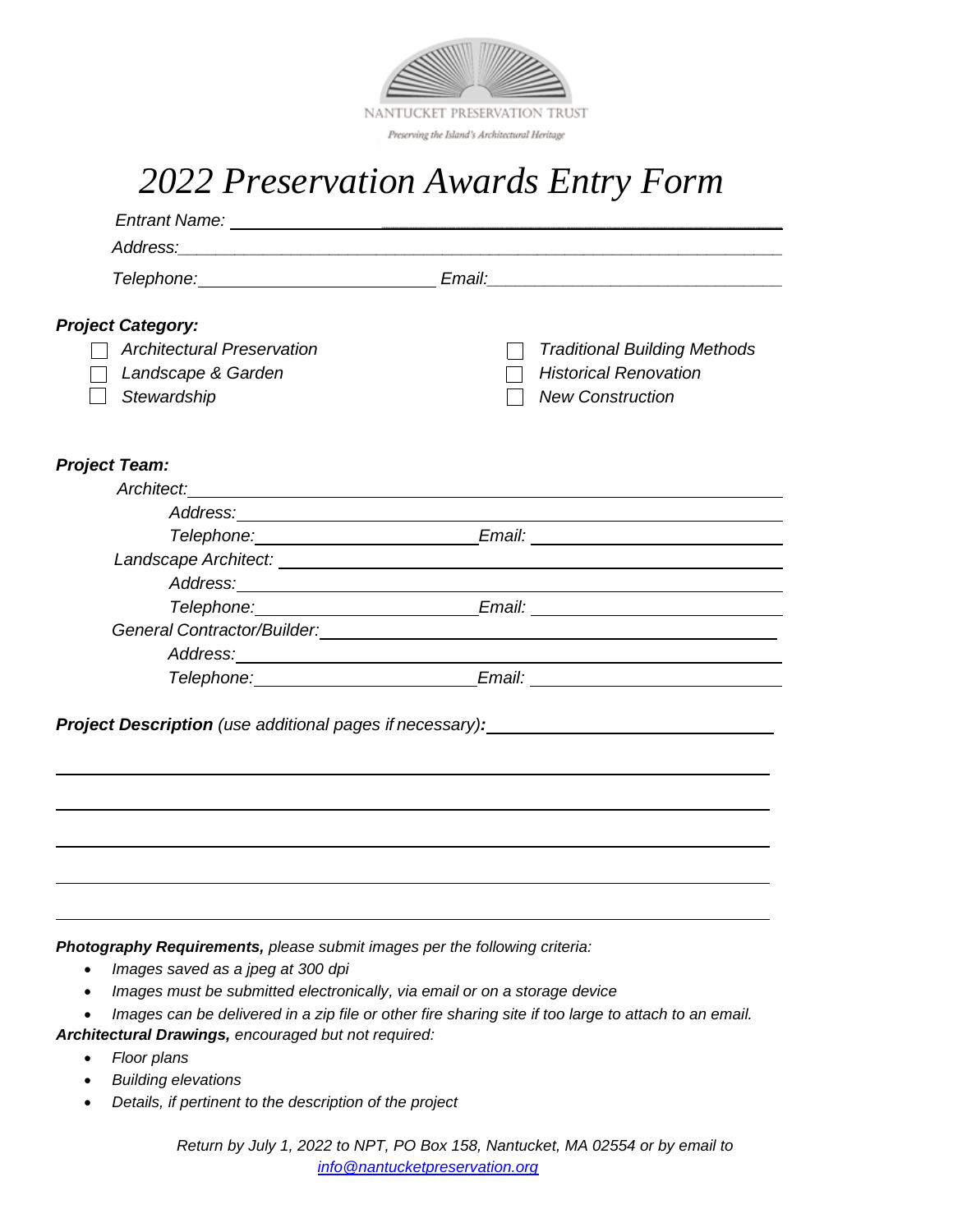NANTUCKET PRESERVATION TRUST

*Preserving the Island's Architectural Heritage*

# *2022 Preservation Awards Entry Form*

*Entrant Name:* ______________________________________________

*Address:* ______________________________________________

*Telephone:* ____________________ *Email:* ____________________

***Project Category:***

- ☐ *Architectural Preservation*
- ☐ *Landscape & Garden*
- ☐ *Stewardship*
- ☐ *Traditional Building Methods*
- ☐ *Historical Renovation*
- ☐ *New Construction*

***Project Team:***

*Architect:* ______________________________________________

*Address:* ______________________________________________

*Telephone:* ____________________ *Email:* ____________________

*Landscape Architect:* ______________________________________________

*Address:* ______________________________________________

*Telephone:* ____________________ *Email:* ____________________

*General Contractor/Builder:* ______________________________________________

*Address:* ______________________________________________

*Telephone:* ____________________ *Email:* ____________________

***Project Description*** *(use additional pages if necessary)****:*** ______________________________

______________________________________________

______________________________________________

______________________________________________

______________________________________________

______________________________________________

***Photography Requirements,*** *please submit images per the following criteria:*

- *Images saved as a jpeg at 300 dpi*
- *Images must be submitted electronically, via email or on a storage device*
- *Images can be delivered in a zip file or other fire sharing site if too large to attach to an email.*

***Architectural Drawings,*** *encouraged but not required:*

- *Floor plans*
- *Building elevations*
- *Details, if pertinent to the description of the project*

*Return by July 1, 2022 to NPT, PO Box 158, Nantucket, MA 02554 or by email to [info@nantucketpreservation.org](mailto:info@nantucketpreservation.org)*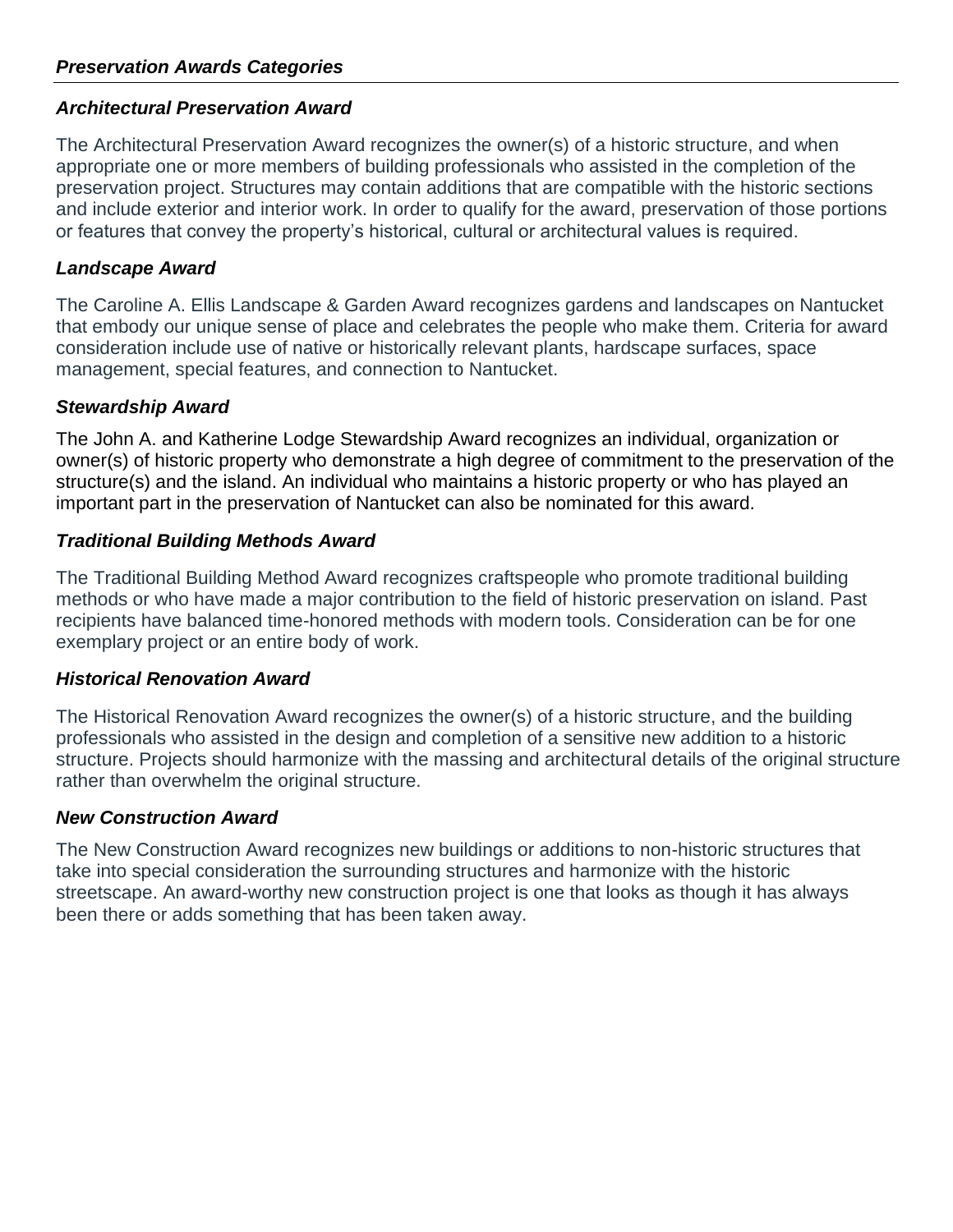## *Preservation Awards Categories*

### *Architectural Preservation Award*

The Architectural Preservation Award recognizes the owner(s) of a historic structure, and when appropriate one or more members of building professionals who assisted in the completion of the preservation project. Structures may contain additions that are compatible with the historic sections and include exterior and interior work. In order to qualify for the award, preservation of those portions or features that convey the property's historical, cultural or architectural values is required.

### *Landscape Award*

The Caroline A. Ellis Landscape & Garden Award recognizes gardens and landscapes on Nantucket that embody our unique sense of place and celebrates the people who make them. Criteria for award consideration include use of native or historically relevant plants, hardscape surfaces, space management, special features, and connection to Nantucket.

### *Stewardship Award*

The John A. and Katherine Lodge Stewardship Award recognizes an individual, organization or owner(s) of historic property who demonstrate a high degree of commitment to the preservation of the structure(s) and the island. An individual who maintains a historic property or who has played an important part in the preservation of Nantucket can also be nominated for this award.

### *Traditional Building Methods Award*

The Traditional Building Method Award recognizes craftspeople who promote traditional building methods or who have made a major contribution to the field of historic preservation on island. Past recipients have balanced time-honored methods with modern tools. Consideration can be for one exemplary project or an entire body of work.

### *Historical Renovation Award*

The Historical Renovation Award recognizes the owner(s) of a historic structure, and the building professionals who assisted in the design and completion of a sensitive new addition to a historic structure. Projects should harmonize with the massing and architectural details of the original structure rather than overwhelm the original structure.

### *New Construction Award*

The New Construction Award recognizes new buildings or additions to non-historic structures that take into special consideration the surrounding structures and harmonize with the historic streetscape. An award-worthy new construction project is one that looks as though it has always been there or adds something that has been taken away.